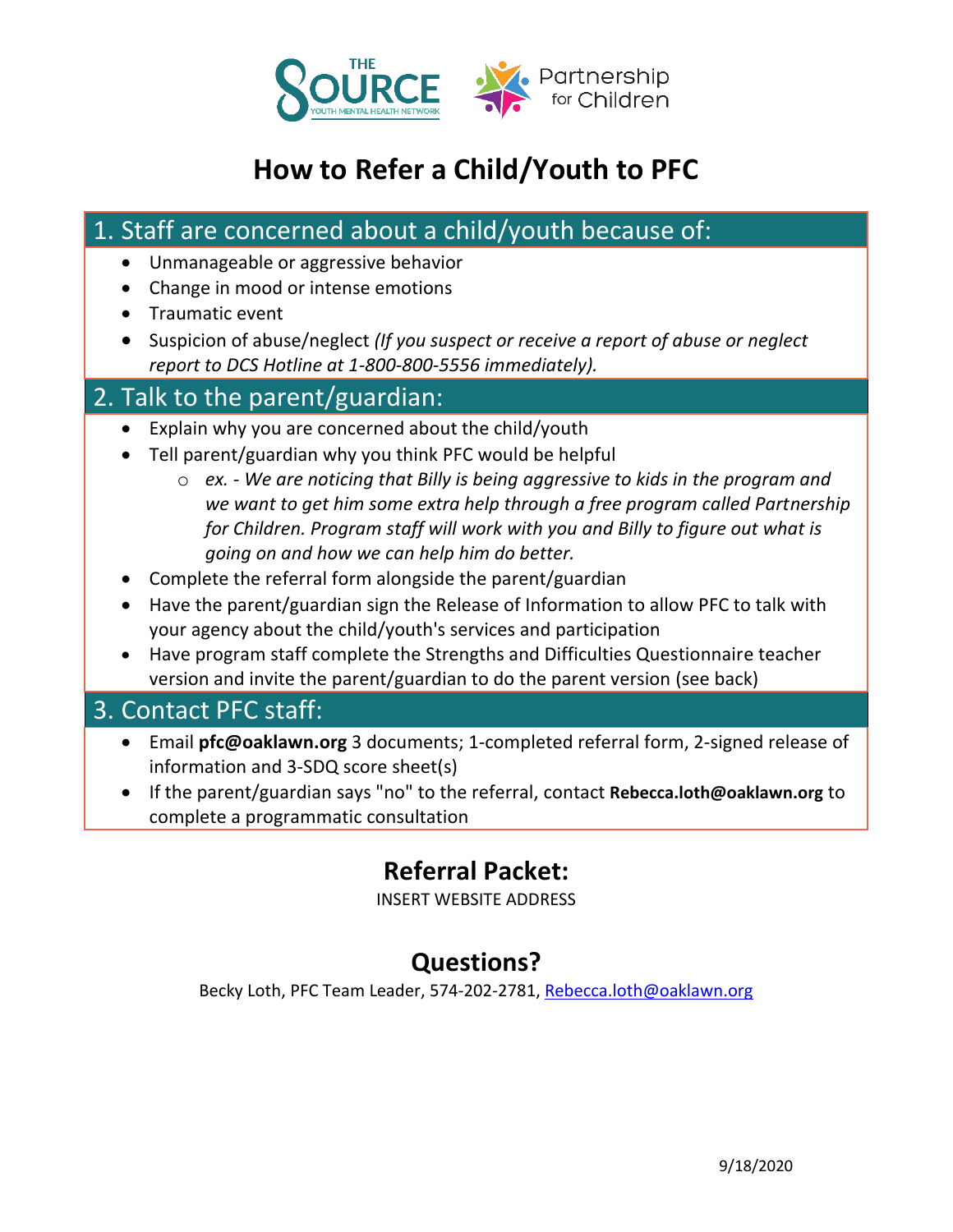# How to Refer a Child/Youth to PFC

## 1. Staff are concerned about a child/youth because of:

- Unmanageable or aggressive behavior
- Change in mood or intense emotions
- Traumatic event
- Suspicion of abuse/neglect *(If you suspect or receive a report of abuse or neglect report to DCS Hotline at 1-800-800-5556 immediately).*

## 2. Talk to the parent/guardian:

- Explain why you are concerned about the child/youth
- Tell parent/guardian why you think PFC would be helpful
  - *ex. - We are noticing that Billy is being aggressive to kids in the program and we want to get him some extra help through a free program called Partnership for Children. Program staff will work with you and Billy to figure out what is going on and how we can help him do better.*
- Complete the referral form alongside the parent/guardian
- Have the parent/guardian sign the Release of Information to allow PFC to talk with your agency about the child/youth's services and participation
- Have program staff complete the Strengths and Difficulties Questionnaire teacher version and invite the parent/guardian to do the parent version (see back)

## 3. Contact PFC staff:

- Email **pfc@oaklawn.org** 3 documents; 1-completed referral form, 2-signed release of information and 3-SDQ score sheet(s)
- If the parent/guardian says "no" to the referral, contact **Rebecca.loth@oaklawn.org** to complete a programmatic consultation

## Referral Packet:

INSERT WEBSITE ADDRESS

## Questions?

Becky Loth, PFC Team Leader, 574-202-2781, Rebecca.loth@oaklawn.org

9/18/2020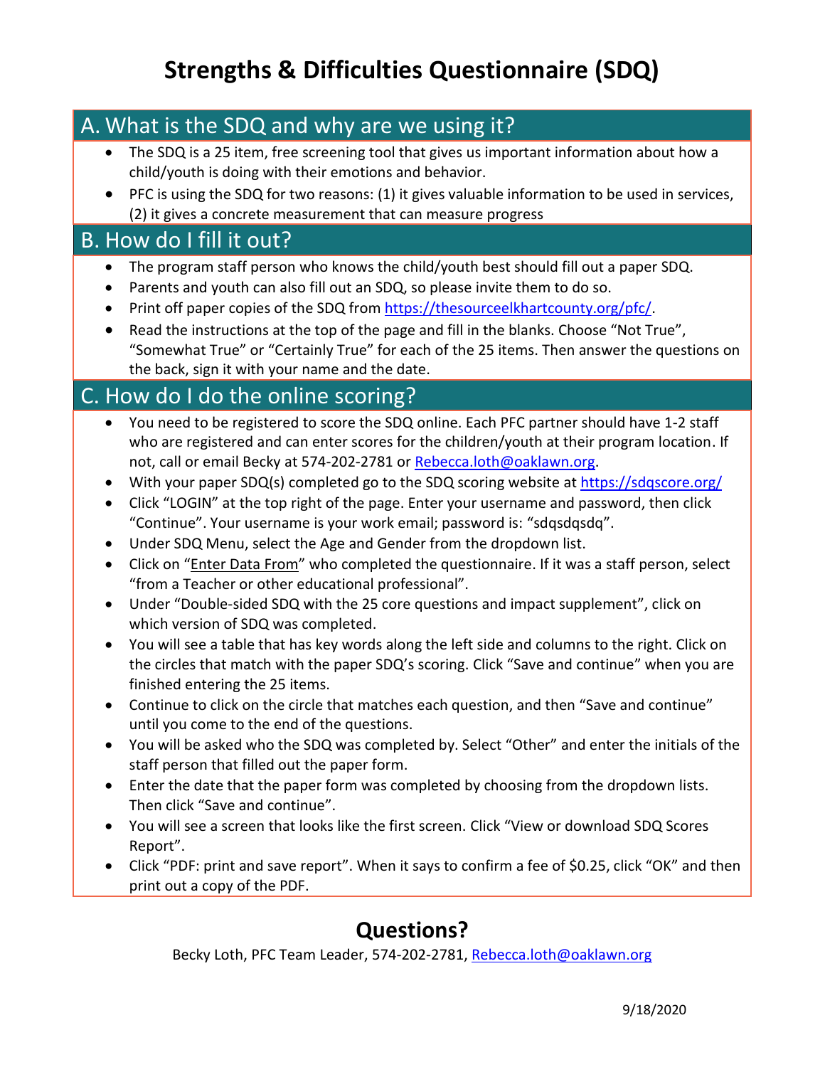# Strengths & Difficulties Questionnaire (SDQ)

## A. What is the SDQ and why are we using it?

- The SDQ is a 25 item, free screening tool that gives us important information about how a child/youth is doing with their emotions and behavior.
- PFC is using the SDQ for two reasons: (1) it gives valuable information to be used in services, (2) it gives a concrete measurement that can measure progress

## B. How do I fill it out?

- The program staff person who knows the child/youth best should fill out a paper SDQ.
- Parents and youth can also fill out an SDQ, so please invite them to do so.
- Print off paper copies of the SDQ from https://thesourceelkhartcounty.org/pfc/.
- Read the instructions at the top of the page and fill in the blanks. Choose "Not True", "Somewhat True" or "Certainly True" for each of the 25 items. Then answer the questions on the back, sign it with your name and the date.

## C. How do I do the online scoring?

- You need to be registered to score the SDQ online. Each PFC partner should have 1-2 staff who are registered and can enter scores for the children/youth at their program location. If not, call or email Becky at 574-202-2781 or Rebecca.loth@oaklawn.org.
- With your paper SDQ(s) completed go to the SDQ scoring website at https://sdqscore.org/
- Click "LOGIN" at the top right of the page. Enter your username and password, then click "Continue". Your username is your work email; password is: "sdqsdqsdq".
- Under SDQ Menu, select the Age and Gender from the dropdown list.
- Click on "Enter Data From" who completed the questionnaire. If it was a staff person, select "from a Teacher or other educational professional".
- Under "Double-sided SDQ with the 25 core questions and impact supplement", click on which version of SDQ was completed.
- You will see a table that has key words along the left side and columns to the right. Click on the circles that match with the paper SDQ's scoring. Click "Save and continue" when you are finished entering the 25 items.
- Continue to click on the circle that matches each question, and then "Save and continue" until you come to the end of the questions.
- You will be asked who the SDQ was completed by. Select "Other" and enter the initials of the staff person that filled out the paper form.
- Enter the date that the paper form was completed by choosing from the dropdown lists. Then click "Save and continue".
- You will see a screen that looks like the first screen. Click "View or download SDQ Scores Report".
- Click "PDF: print and save report". When it says to confirm a fee of $0.25, click "OK" and then print out a copy of the PDF.

## Questions?

Becky Loth, PFC Team Leader, 574-202-2781, Rebecca.loth@oaklawn.org

9/18/2020